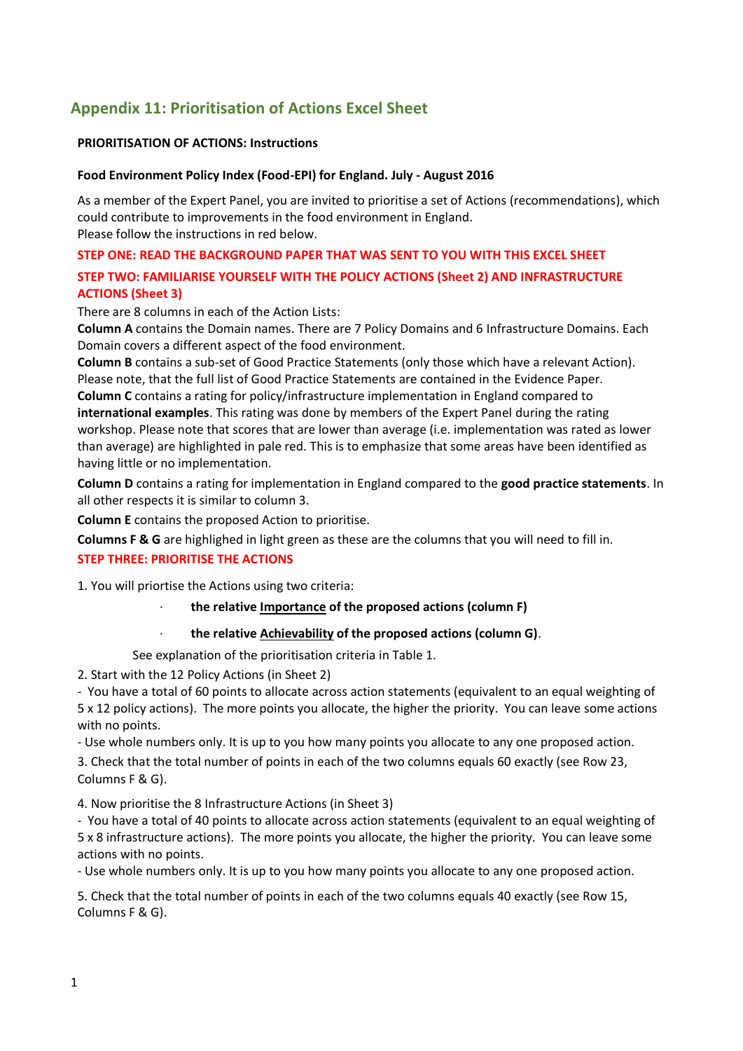## Appendix 11: Prioritisation of Actions Excel Sheet

**PRIORITISATION OF ACTIONS: Instructions**

**Food Environment Policy Index (Food-EPI) for England. July - August 2016**

As a member of the Expert Panel, you are invited to prioritise a set of Actions (recommendations), which could contribute to improvements in the food environment in England.
Please follow the instructions in red below.

**STEP ONE: READ THE BACKGROUND PAPER THAT WAS SENT TO YOU WITH THIS EXCEL SHEET**

**STEP TWO: FAMILIARISE YOURSELF WITH THE POLICY ACTIONS (Sheet 2) AND INFRASTRUCTURE ACTIONS (Sheet 3)**

There are 8 columns in each of the Action Lists:

**Column A** contains the Domain names. There are 7 Policy Domains and 6 Infrastructure Domains. Each Domain covers a different aspect of the food environment.

**Column B** contains a sub-set of Good Practice Statements (only those which have a relevant Action). Please note, that the full list of Good Practice Statements are contained in the Evidence Paper.

**Column C** contains a rating for policy/infrastructure implementation in England compared to **international examples**. This rating was done by members of the Expert Panel during the rating workshop. Please note that scores that are lower than average (i.e. implementation was rated as lower than average) are highlighted in pale red. This is to emphasize that some areas have been identified as having little or no implementation.

**Column D** contains a rating for implementation in England compared to the **good practice statements**. In all other respects it is similar to column 3.

**Column E** contains the proposed Action to prioritise.

**Columns F & G** are highlighted in light green as these are the columns that you will need to fill in.

**STEP THREE: PRIORITISE THE ACTIONS**

1. You will priortise the Actions using two criteria:
   - **the relative <u>Importance</u> of the proposed actions (column F)**
   - **the relative <u>Achievability</u> of the proposed actions (column G)**.

   See explanation of the prioritisation criteria in Table 1.

2. Start with the 12 Policy Actions (in Sheet 2)
   - You have a total of 60 points to allocate across action statements (equivalent to an equal weighting of 5 x 12 policy actions). The more points you allocate, the higher the priority. You can leave some actions with no points.
   - Use whole numbers only. It is up to you how many points you allocate to any one proposed action.

3. Check that the total number of points in each of the two columns equals 60 exactly (see Row 23, Columns F & G).

4. Now prioritise the 8 Infrastructure Actions (in Sheet 3)
   - You have a total of 40 points to allocate across action statements (equivalent to an equal weighting of 5 x 8 infrastructure actions). The more points you allocate, the higher the priority. You can leave some actions with no points.
   - Use whole numbers only. It is up to you how many points you allocate to any one proposed action.

5. Check that the total number of points in each of the two columns equals 40 exactly (see Row 15, Columns F & G).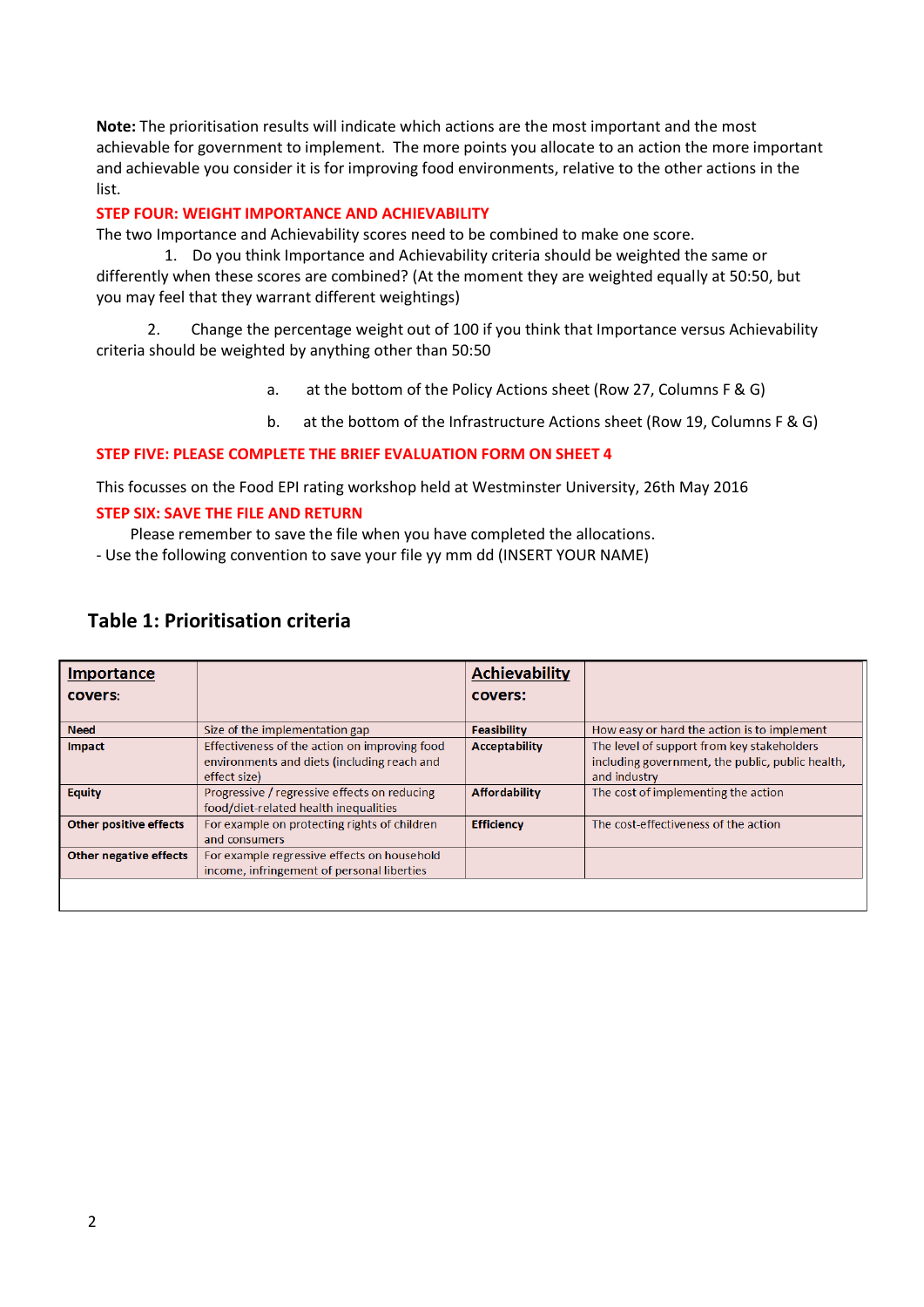**Note:** The prioritisation results will indicate which actions are the most important and the most achievable for government to implement. The more points you allocate to an action the more important and achievable you consider it is for improving food environments, relative to the other actions in the list.

**STEP FOUR: WEIGHT IMPORTANCE AND ACHIEVABILITY**

The two Importance and Achievability scores need to be combined to make one score.

1. Do you think Importance and Achievability criteria should be weighted the same or differently when these scores are combined? (At the moment they are weighted equally at 50:50, but you may feel that they warrant different weightings)

2. Change the percentage weight out of 100 if you think that Importance versus Achievability criteria should be weighted by anything other than 50:50

    a. at the bottom of the Policy Actions sheet (Row 27, Columns F & G)

    b. at the bottom of the Infrastructure Actions sheet (Row 19, Columns F & G)

**STEP FIVE: PLEASE COMPLETE THE BRIEF EVALUATION FORM ON SHEET 4**

This focusses on the Food EPI rating workshop held at Westminster University, 26th May 2016

**STEP SIX: SAVE THE FILE AND RETURN**

Please remember to save the file when you have completed the allocations.

- Use the following convention to save your file yy mm dd (INSERT YOUR NAME)

## Table 1: Prioritisation criteria

| **Importance** covers: | | **Achievability** covers: | |
|---|---|---|---|
| **Need** | Size of the implementation gap | **Feasibility** | How easy or hard the action is to implement |
| **Impact** | Effectiveness of the action on improving food environments and diets (including reach and effect size) | **Acceptability** | The level of support from key stakeholders including government, the public, public health, and industry |
| **Equity** | Progressive / regressive effects on reducing food/diet-related health inequalities | **Affordability** | The cost of implementing the action |
| **Other positive effects** | For example on protecting rights of children and consumers | **Efficiency** | The cost-effectiveness of the action |
| **Other negative effects** | For example regressive effects on household income, infringement of personal liberties | | |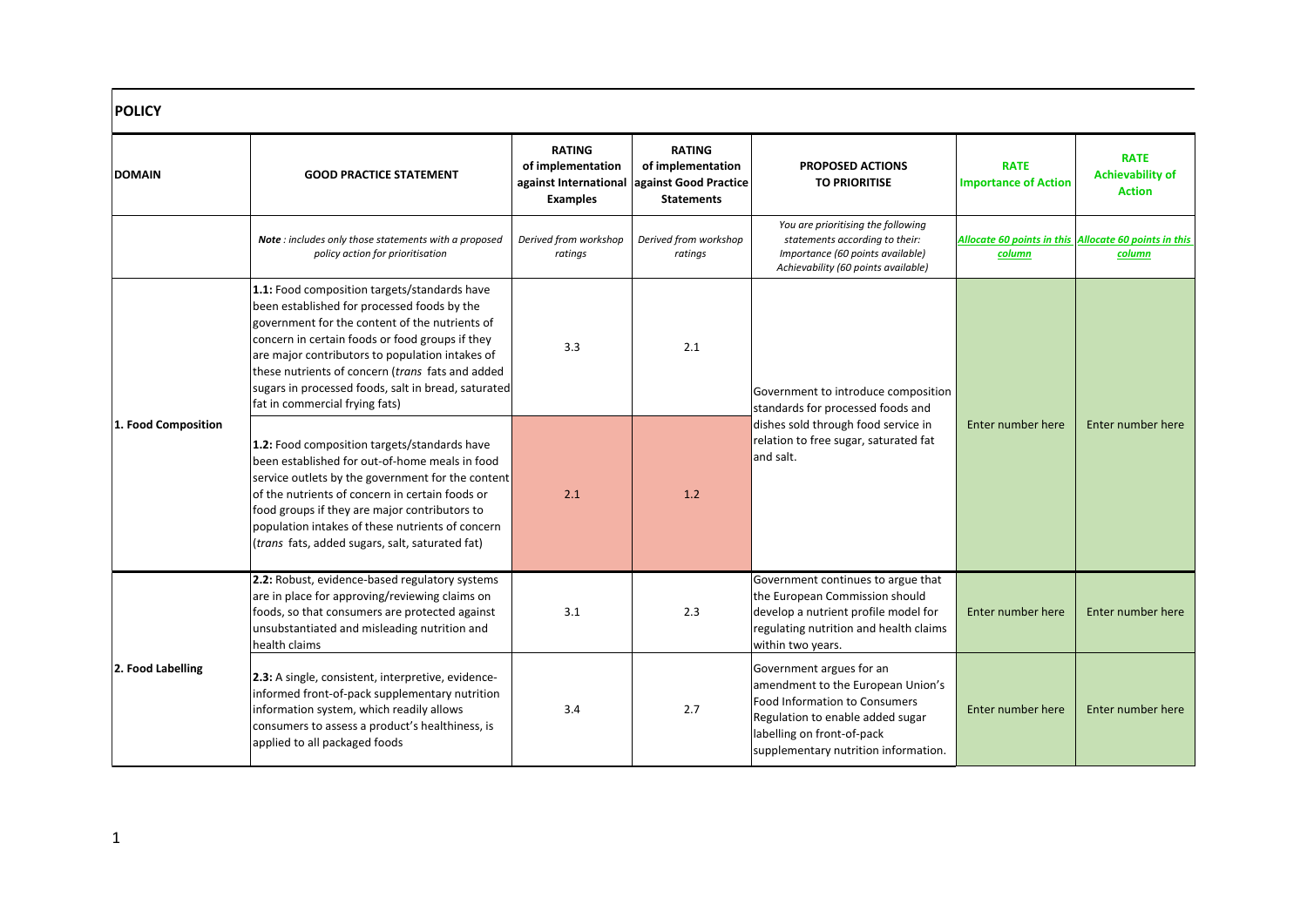## POLICY

| DOMAIN | GOOD PRACTICE STATEMENT | RATING of implementation against International Examples | RATING of implementation against Good Practice Statements | PROPOSED ACTIONS TO PRIORITISE | RATE Importance of Action | RATE Achievability of Action |
|---|---|---|---|---|---|---|
| | ***Note** : includes only those statements with a proposed policy action for prioritisation* | *Derived from workshop ratings* | *Derived from workshop ratings* | *You are prioritising the following statements according to their: Importance (60 points available) Achievability (60 points available)* | ***Allocate 60 points in this column*** | ***Allocate 60 points in this column*** |
| 1. Food Composition | **1.1:** Food composition targets/standards have been established for processed foods by the government for the content of the nutrients of concern in certain foods or food groups if they are major contributors to population intakes of these nutrients of concern (*trans* fats and added sugars in processed foods, salt in bread, saturated fat in commercial frying fats) | 3.3 | 2.1 | Government to introduce composition standards for processed foods and dishes sold through food service in relation to free sugar, saturated fat and salt. | Enter number here | Enter number here |
| | **1.2:** Food composition targets/standards have been established for out-of-home meals in food service outlets by the government for the content of the nutrients of concern in certain foods or food groups if they are major contributors to population intakes of these nutrients of concern (*trans* fats, added sugars, salt, saturated fat) | 2.1 | 1.2 | | | |
| 2. Food Labelling | **2.2:** Robust, evidence-based regulatory systems are in place for approving/reviewing claims on foods, so that consumers are protected against unsubstantiated and misleading nutrition and health claims | 3.1 | 2.3 | Government continues to argue that the European Commission should develop a nutrient profile model for regulating nutrition and health claims within two years. | Enter number here | Enter number here |
| | **2.3:** A single, consistent, interpretive, evidence-informed front-of-pack supplementary nutrition information system, which readily allows consumers to assess a product's healthiness, is applied to all packaged foods | 3.4 | 2.7 | Government argues for an amendment to the European Union's Food Information to Consumers Regulation to enable added sugar labelling on front-of-pack supplementary nutrition information. | Enter number here | Enter number here |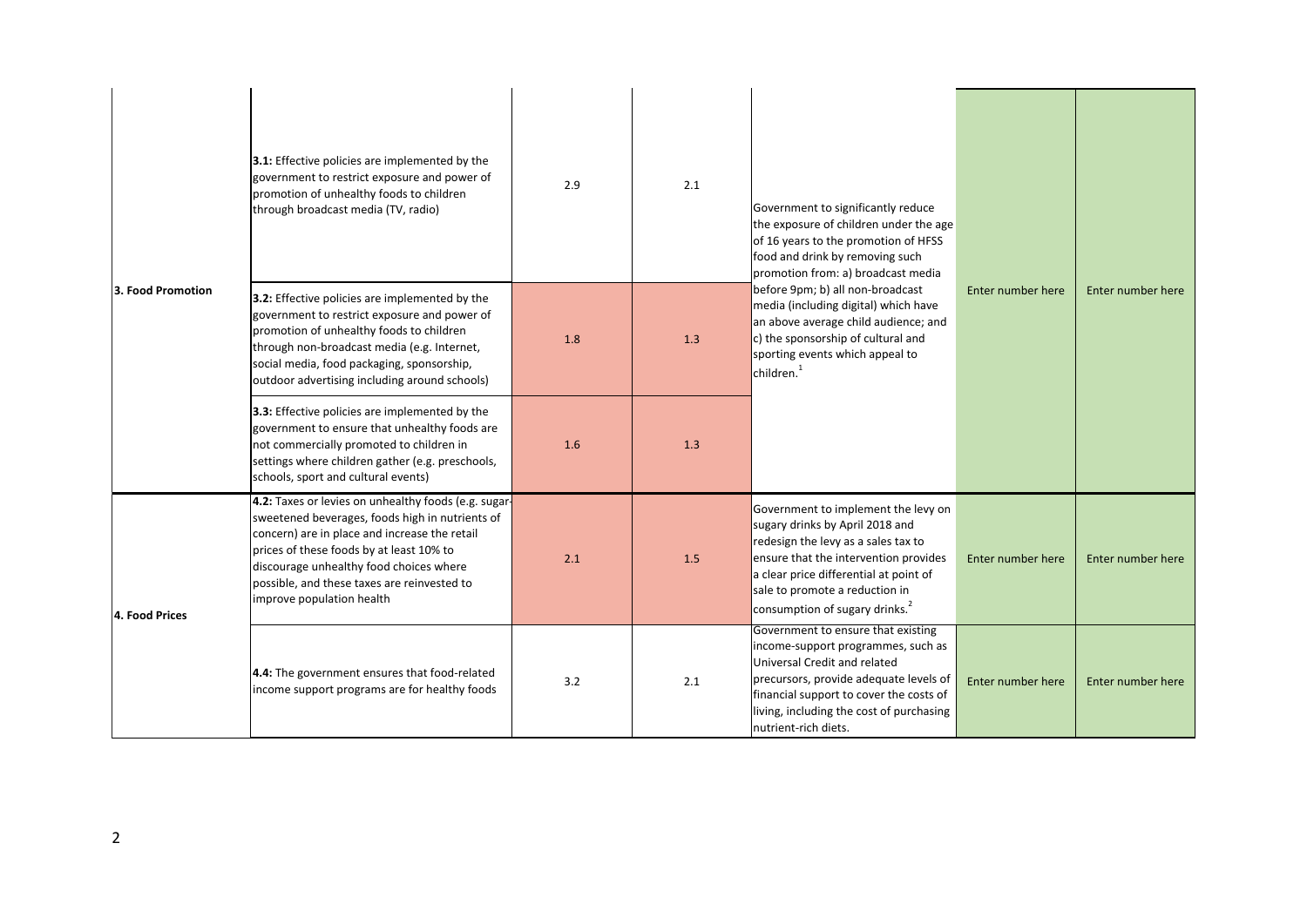| | | | | | | |
|---|---|---|---|---|---|---|
| 3. Food Promotion | **3.1:** Effective policies are implemented by the government to restrict exposure and power of promotion of unhealthy foods to children through broadcast media (TV, radio) | 2.9 | 2.1 | Government to significantly reduce the exposure of children under the age of 16 years to the promotion of HFSS food and drink by removing such promotion from: a) broadcast media before 9pm; b) all non-broadcast media (including digital) which have an above average child audience; and c) the sponsorship of cultural and sporting events which appeal to children.[1] | Enter number here | Enter number here |
| | **3.2:** Effective policies are implemented by the government to restrict exposure and power of promotion of unhealthy foods to children through non-broadcast media (e.g. Internet, social media, food packaging, sponsorship, outdoor advertising including around schools) | 1.8 | 1.3 | | | |
| | **3.3:** Effective policies are implemented by the government to ensure that unhealthy foods are not commercially promoted to children in settings where children gather (e.g. preschools, schools, sport and cultural events) | 1.6 | 1.3 | | | |
| 4. Food Prices | **4.2:** Taxes or levies on unhealthy foods (e.g. sugar-sweetened beverages, foods high in nutrients of concern) are in place and increase the retail prices of these foods by at least 10% to discourage unhealthy food choices where possible, and these taxes are reinvested to improve population health | 2.1 | 1.5 | Government to implement the levy on sugary drinks by April 2018 and redesign the levy as a sales tax to ensure that the intervention provides a clear price differential at point of sale to promote a reduction in consumption of sugary drinks.[2] | Enter number here | Enter number here |
| | **4.4:** The government ensures that food-related income support programs are for healthy foods | 3.2 | 2.1 | Government to ensure that existing income-support programmes, such as Universal Credit and related precursors, provide adequate levels of financial support to cover the costs of living, including the cost of purchasing nutrient-rich diets. | Enter number here | Enter number here |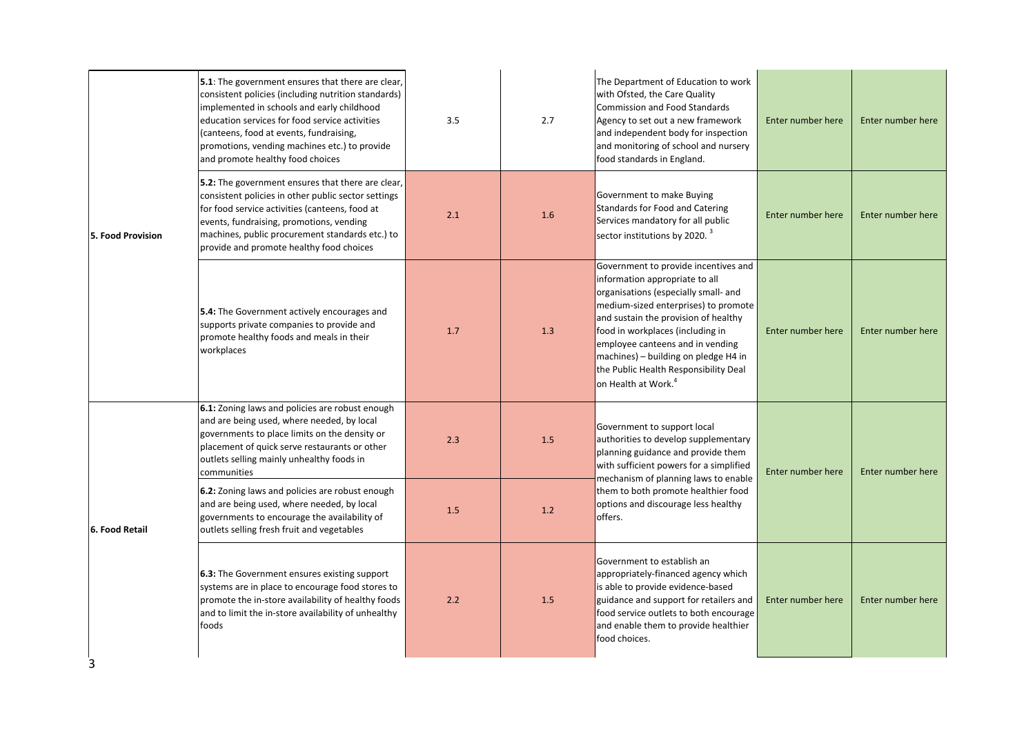| | | | | | | |
|---|---|---|---|---|---|---|
| 5. Food Provision | **5.1**: The government ensures that there are clear, consistent policies (including nutrition standards) implemented in schools and early childhood education services for food service activities (canteens, food at events, fundraising, promotions, vending machines etc.) to provide and promote healthy food choices | 3.5 | 2.7 | The Department of Education to work with Ofsted, the Care Quality Commission and Food Standards Agency to set out a new framework and independent body for inspection and monitoring of school and nursery food standards in England. | Enter number here | Enter number here |
| | **5.2:** The government ensures that there are clear, consistent policies in other public sector settings for food service activities (canteens, food at events, fundraising, promotions, vending machines, public procurement standards etc.) to provide and promote healthy food choices | 2.1 | 1.6 | Government to make Buying Standards for Food and Catering Services mandatory for all public sector institutions by 2020. [3] | Enter number here | Enter number here |
| | **5.4:** The Government actively encourages and supports private companies to provide and promote healthy foods and meals in their workplaces | 1.7 | 1.3 | Government to provide incentives and information appropriate to all organisations (especially small- and medium-sized enterprises) to promote and sustain the provision of healthy food in workplaces (including in employee canteens and in vending machines) – building on pledge H4 in the Public Health Responsibility Deal on Health at Work.[4] | Enter number here | Enter number here |
| 6. Food Retail | **6.1:** Zoning laws and policies are robust enough and are being used, where needed, by local governments to place limits on the density or placement of quick serve restaurants or other outlets selling mainly unhealthy foods in communities | 2.3 | 1.5 | Government to support local authorities to develop supplementary planning guidance and provide them with sufficient powers for a simplified mechanism of planning laws to enable them to both promote healthier food options and discourage less healthy offers. | Enter number here | Enter number here |
| | **6.2:** Zoning laws and policies are robust enough and are being used, where needed, by local governments to encourage the availability of outlets selling fresh fruit and vegetables | 1.5 | 1.2 | | | |
| | **6.3:** The Government ensures existing support systems are in place to encourage food stores to promote the in-store availability of healthy foods and to limit the in-store availability of unhealthy foods | 2.2 | 1.5 | Government to establish an appropriately-financed agency which is able to provide evidence-based guidance and support for retailers and food service outlets to both encourage and enable them to provide healthier food choices. | Enter number here | Enter number here |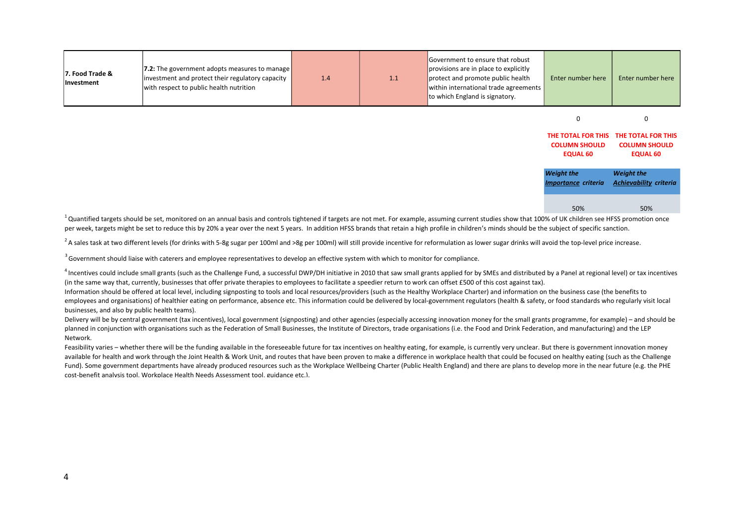| | | | | | | |
|---|---|---|---|---|---|---|
| **7. Food Trade & Investment** | **7.2:** The government adopts measures to manage investment and protect their regulatory capacity with respect to public health nutrition | 1.4 | 1.1 | Government to ensure that robust provisions are in place to explicitly protect and promote public health within international trade agreements to which England is signatory. | Enter number here | Enter number here |
| | | | | | 0 | 0 |
| | | | | | **THE TOTAL FOR THIS COLUMN SHOULD EQUAL 60** | **THE TOTAL FOR THIS COLUMN SHOULD EQUAL 60** |
| | | | | | ***Weight the Importance criteria*** | ***Weight the Achievability criteria*** |
| | | | | | 50% | 50% |

[1] Quantified targets should be set, monitored on an annual basis and controls tightened if targets are not met. For example, assuming current studies show that 100% of UK children see HFSS promotion once per week, targets might be set to reduce this by 20% a year over the next 5 years. In addition HFSS brands that retain a high profile in children's minds should be the subject of specific sanction.

[2] A sales task at two different levels (for drinks with 5-8g sugar per 100ml and >8g per 100ml) will still provide incentive for reformulation as lower sugar drinks will avoid the top-level price increase.

[3] Government should liaise with caterers and employee representatives to develop an effective system with which to monitor for compliance.

[4] Incentives could include small grants (such as the Challenge Fund, a successful DWP/DH initiative in 2010 that saw small grants applied for by SMEs and distributed by a Panel at regional level) or tax incentives (in the same way that, currently, businesses that offer private therapies to employees to facilitate a speedier return to work can offset £500 of this cost against tax).
Information should be offered at local level, including signposting to tools and local resources/providers (such as the Healthy Workplace Charter) and information on the business case (the benefits to employees and organisations) of healthier eating on performance, absence etc. This information could be delivered by local-government regulators (health & safety, or food standards who regularly visit local businesses, and also by public health teams).
Delivery will be by central government (tax incentives), local government (signposting) and other agencies (especially accessing innovation money for the small grants programme, for example) – and should be planned in conjunction with organisations such as the Federation of Small Businesses, the Institute of Directors, trade organisations (i.e. the Food and Drink Federation, and manufacturing) and the LEP Network.
Feasibility varies – whether there will be the funding available in the foreseeable future for tax incentives on healthy eating, for example, is currently very unclear. But there is government innovation money available for health and work through the Joint Health & Work Unit, and routes that have been proven to make a difference in workplace health that could be focused on healthy eating (such as the Challenge Fund). Some government departments have already produced resources such as the Workplace Wellbeing Charter (Public Health England) and there are plans to develop more in the near future (e.g. the PHE cost-benefit analysis tool, Workplace Health Needs Assessment tool, guidance etc.).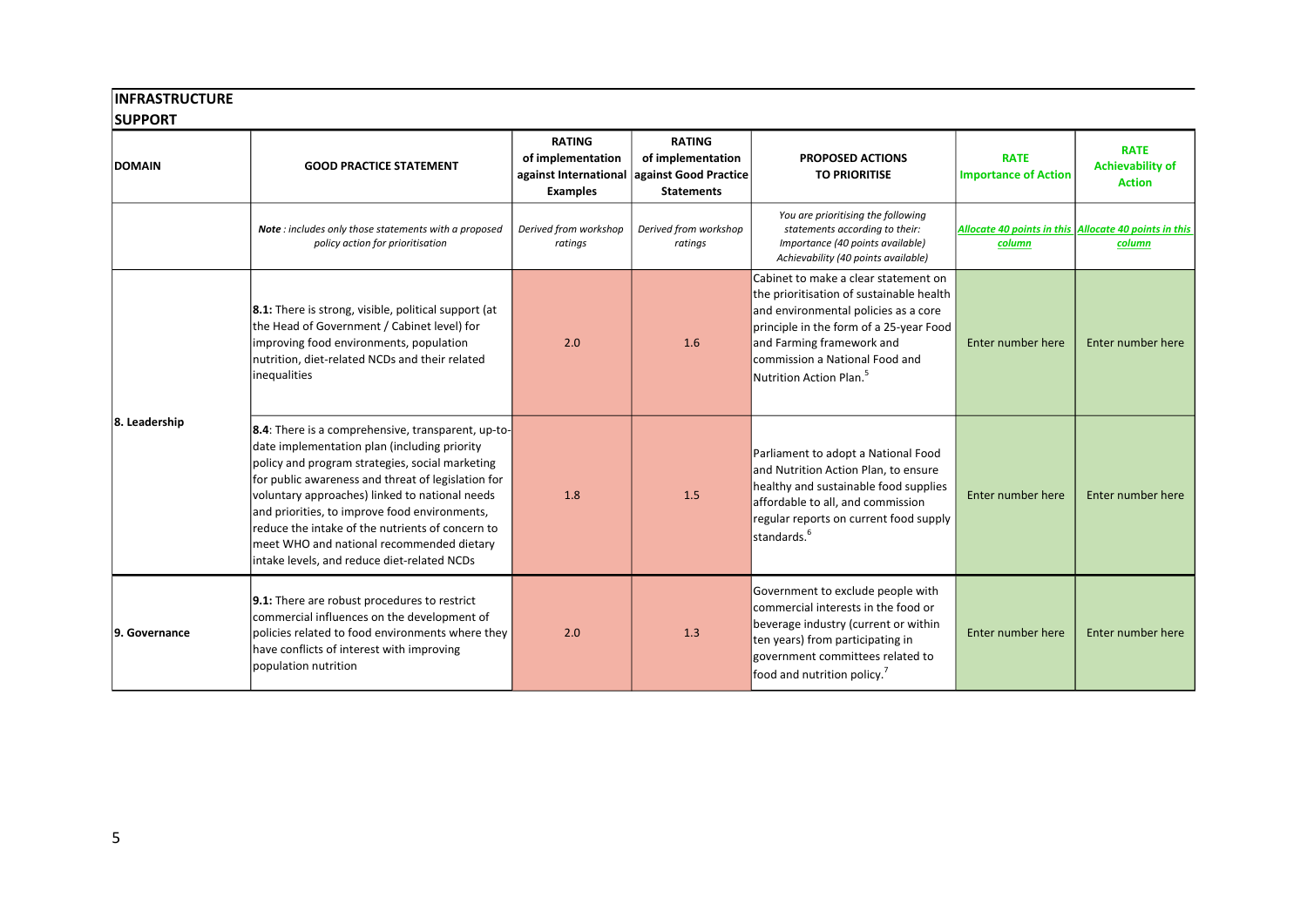## INFRASTRUCTURE SUPPORT

| DOMAIN | GOOD PRACTICE STATEMENT | RATING of implementation against International Examples | RATING of implementation against Good Practice Statements | PROPOSED ACTIONS TO PRIORITISE | RATE Importance of Action | RATE Achievability of Action |
|---|---|---|---|---|---|---|
| | *Note : includes only those statements with a proposed policy action for prioritisation* | *Derived from workshop ratings* | *Derived from workshop ratings* | *You are prioritising the following statements according to their: Importance (40 points available) Achievability (40 points available)* | *Allocate 40 points in this column* | *Allocate 40 points in this column* |
| 8. Leadership | **8.1:** There is strong, visible, political support (at the Head of Government / Cabinet level) for improving food environments, population nutrition, diet-related NCDs and their related inequalities | 2.0 | 1.6 | Cabinet to make a clear statement on the prioritisation of sustainable health and environmental policies as a core principle in the form of a 25-year Food and Farming framework and commission a National Food and Nutrition Action Plan.[5] | Enter number here | Enter number here |
| 8. Leadership | **8.4**: There is a comprehensive, transparent, up-to-date implementation plan (including priority policy and program strategies, social marketing for public awareness and threat of legislation for voluntary approaches) linked to national needs and priorities, to improve food environments, reduce the intake of the nutrients of concern to meet WHO and national recommended dietary intake levels, and reduce diet-related NCDs | 1.8 | 1.5 | Parliament to adopt a National Food and Nutrition Action Plan, to ensure healthy and sustainable food supplies affordable to all, and commission regular reports on current food supply standards.[6] | Enter number here | Enter number here |
| 9. Governance | **9.1:** There are robust procedures to restrict commercial influences on the development of policies related to food environments where they have conflicts of interest with improving population nutrition | 2.0 | 1.3 | Government to exclude people with commercial interests in the food or beverage industry (current or within ten years) from participating in government committees related to food and nutrition policy.[7] | Enter number here | Enter number here |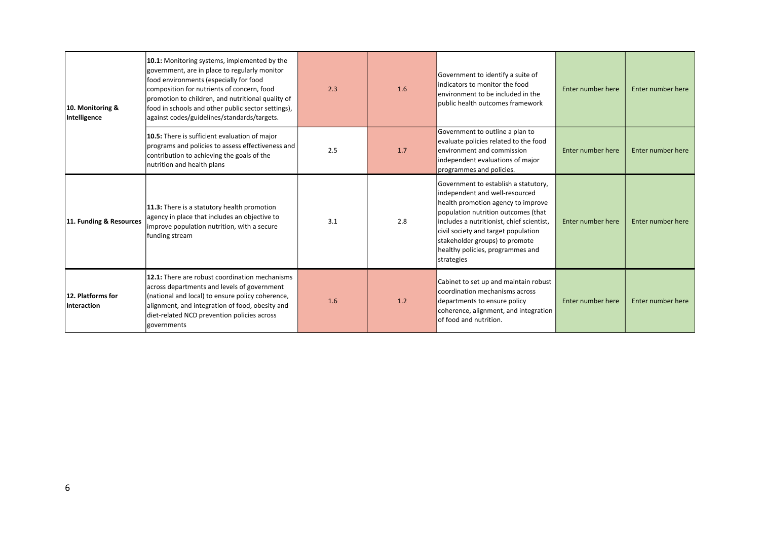| | | | | | | |
|---|---|---|---|---|---|---|
| **10. Monitoring & Intelligence** | **10.1:** Monitoring systems, implemented by the government, are in place to regularly monitor food environments (especially for food composition for nutrients of concern, food promotion to children, and nutritional quality of food in schools and other public sector settings), against codes/guidelines/standards/targets. | 2.3 | 1.6 | Government to identify a suite of indicators to monitor the food environment to be included in the public health outcomes framework | Enter number here | Enter number here |
| | **10.5:** There is sufficient evaluation of major programs and policies to assess effectiveness and contribution to achieving the goals of the nutrition and health plans | 2.5 | 1.7 | Government to outline a plan to evaluate policies related to the food environment and commission independent evaluations of major programmes and policies. | Enter number here | Enter number here |
| **11. Funding & Resources** | **11.3:** There is a statutory health promotion agency in place that includes an objective to improve population nutrition, with a secure funding stream | 3.1 | 2.8 | Government to establish a statutory, independent and well-resourced health promotion agency to improve population nutrition outcomes (that includes a nutritionist, chief scientist, civil society and target population stakeholder groups) to promote healthy policies, programmes and strategies | Enter number here | Enter number here |
| **12. Platforms for Interaction** | **12.1:** There are robust coordination mechanisms across departments and levels of government (national and local) to ensure policy coherence, alignment, and integration of food, obesity and diet-related NCD prevention policies across governments | 1.6 | 1.2 | Cabinet to set up and maintain robust coordination mechanisms across departments to ensure policy coherence, alignment, and integration of food and nutrition. | Enter number here | Enter number here |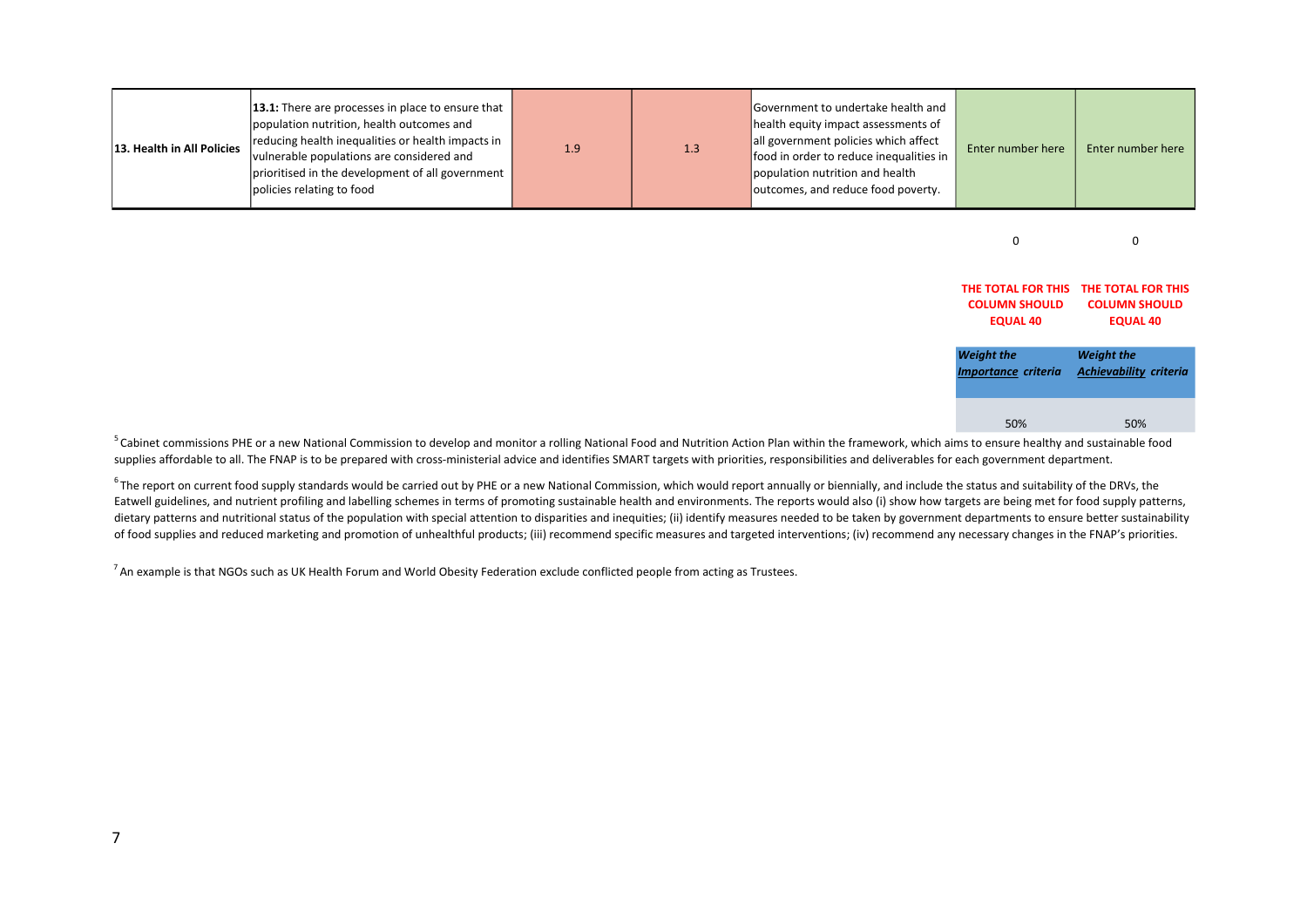| | | | | | | |
|---|---|---|---|---|---|---|
| **13. Health in All Policies** | **13.1:** There are processes in place to ensure that population nutrition, health outcomes and reducing health inequalities or health impacts in vulnerable populations are considered and prioritised in the development of all government policies relating to food | 1.9 | 1.3 | Government to undertake health and health equity impact assessments of all government policies which affect food in order to reduce inequalities in population nutrition and health outcomes, and reduce food poverty. | Enter number here | Enter number here |
| | | | | | 0 | 0 |
| | | | | | **THE TOTAL FOR THIS COLUMN SHOULD EQUAL 40** | **THE TOTAL FOR THIS COLUMN SHOULD EQUAL 40** |
| | | | | | ***Weight the Importance criteria*** | ***Weight the Achievability criteria*** |
| | | | | | 50% | 50% |

[5] Cabinet commissions PHE or a new National Commission to develop and monitor a rolling National Food and Nutrition Action Plan within the framework, which aims to ensure healthy and sustainable food supplies affordable to all. The FNAP is to be prepared with cross-ministerial advice and identifies SMART targets with priorities, responsibilities and deliverables for each government department.

[6] The report on current food supply standards would be carried out by PHE or a new National Commission, which would report annually or biennially, and include the status and suitability of the DRVs, the Eatwell guidelines, and nutrient profiling and labelling schemes in terms of promoting sustainable health and environments. The reports would also (i) show how targets are being met for food supply patterns, dietary patterns and nutritional status of the population with special attention to disparities and inequities; (ii) identify measures needed to be taken by government departments to ensure better sustainability of food supplies and reduced marketing and promotion of unhealthful products; (iii) recommend specific measures and targeted interventions; (iv) recommend any necessary changes in the FNAP's priorities.

[7] An example is that NGOs such as UK Health Forum and World Obesity Federation exclude conflicted people from acting as Trustees.